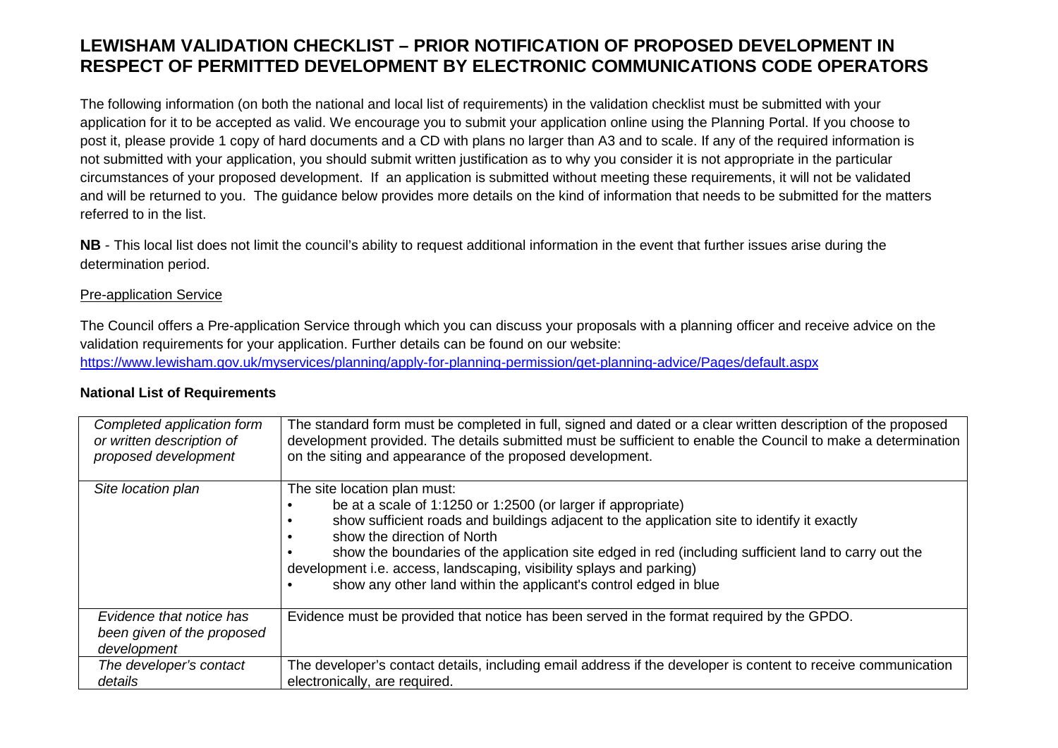# LEWISHAM VALIDATION CHECKLIST – PRIOR NOTIFICATION OF PROPOSED DEVELOPMENT IN RESPECT OF PERMITTED DEVELOPMENT BY ELECTRONIC COMMUNICATIONS CODE OPERATORS

The following information (on both the national and local list of requirements) in the validation checklist must be submitted with your application for it to be accepted as valid. We encourage you to submit your application online using the Planning Portal. If you choose to post it, please provide 1 copy of hard documents and a CD with plans no larger than A3 and to scale. If any of the required information is not submitted with your application, you should submit written justification as to why you consider it is not appropriate in the particular circumstances of your proposed development. If an application is submitted without meeting these requirements, it will not be validated and will be returned to you. The guidance below provides more details on the kind of information that needs to be submitted for the matters referred to in the list.

**NB** - This local list does not limit the council's ability to request additional information in the event that further issues arise during the determination period.

## Pre-application Service

The Council offers a Pre-application Service through which you can discuss your proposals with a planning officer and receive advice on the validation requirements for your application. Further details can be found on our website:
https://www.lewisham.gov.uk/myservices/planning/apply-for-planning-permission/get-planning-advice/Pages/default.aspx

## National List of Requirements

| | |
|---|---|
| *Completed application form or written description of proposed development* | The standard form must be completed in full, signed and dated or a clear written description of the proposed development provided. The details submitted must be sufficient to enable the Council to make a determination on the siting and appearance of the proposed development. |
| *Site location plan* | The site location plan must:<br>• be at a scale of 1:1250 or 1:2500 (or larger if appropriate)<br>• show sufficient roads and buildings adjacent to the application site to identify it exactly<br>• show the direction of North<br>• show the boundaries of the application site edged in red (including sufficient land to carry out the development i.e. access, landscaping, visibility splays and parking)<br>• show any other land within the applicant's control edged in blue |
| *Evidence that notice has been given of the proposed development* | Evidence must be provided that notice has been served in the format required by the GPDO. |
| *The developer's contact details* | The developer's contact details, including email address if the developer is content to receive communication electronically, are required. |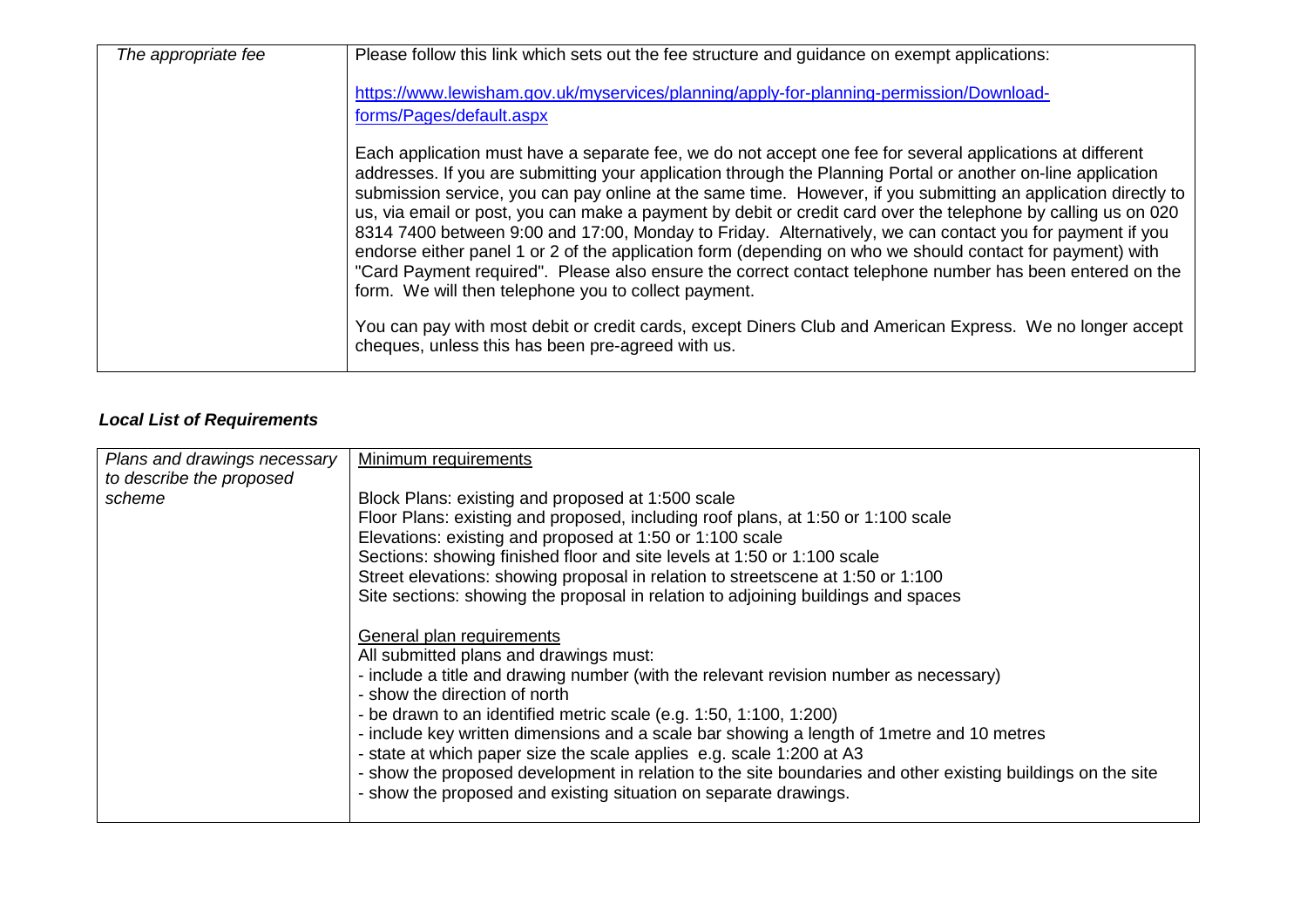| The appropriate fee | Please follow this link which sets out the fee structure and guidance on exempt applications:<br><br>https://www.lewisham.gov.uk/myservices/planning/apply-for-planning-permission/Download-forms/Pages/default.aspx<br><br>Each application must have a separate fee, we do not accept one fee for several applications at different addresses. If you are submitting your application through the Planning Portal or another on-line application submission service, you can pay online at the same time. However, if you submitting an application directly to us, via email or post, you can make a payment by debit or credit card over the telephone by calling us on 020 8314 7400 between 9:00 and 17:00, Monday to Friday. Alternatively, we can contact you for payment if you endorse either panel 1 or 2 of the application form (depending on who we should contact for payment) with "Card Payment required". Please also ensure the correct contact telephone number has been entered on the form. We will then telephone you to collect payment.<br><br>You can pay with most debit or credit cards, except Diners Club and American Express. We no longer accept cheques, unless this has been pre-agreed with us. |
|---|---|

***Local List of Requirements***

| *Plans and drawings necessary to describe the proposed scheme* | <u>Minimum requirements</u><br><br>Block Plans: existing and proposed at 1:500 scale<br>Floor Plans: existing and proposed, including roof plans, at 1:50 or 1:100 scale<br>Elevations: existing and proposed at 1:50 or 1:100 scale<br>Sections: showing finished floor and site levels at 1:50 or 1:100 scale<br>Street elevations: showing proposal in relation to streetscene at 1:50 or 1:100<br>Site sections: showing the proposal in relation to adjoining buildings and spaces<br><br><u>General plan requirements</u><br>All submitted plans and drawings must:<br>- include a title and drawing number (with the relevant revision number as necessary)<br>- show the direction of north<br>- be drawn to an identified metric scale (e.g. 1:50, 1:100, 1:200)<br>- include key written dimensions and a scale bar showing a length of 1metre and 10 metres<br>- state at which paper size the scale applies e.g. scale 1:200 at A3<br>- show the proposed development in relation to the site boundaries and other existing buildings on the site<br>- show the proposed and existing situation on separate drawings. |
|---|---|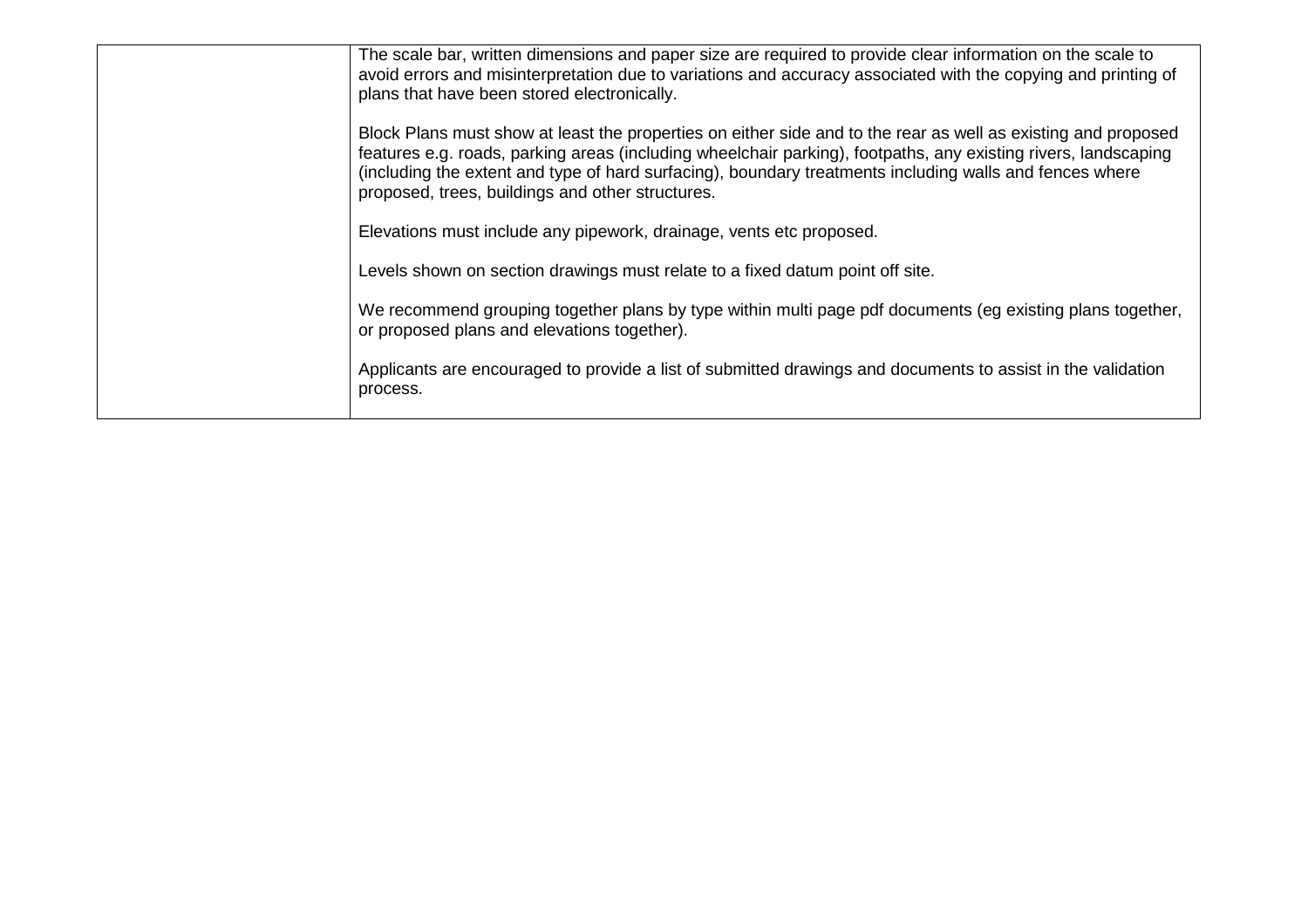| | |
|---|---|
| | The scale bar, written dimensions and paper size are required to provide clear information on the scale to avoid errors and misinterpretation due to variations and accuracy associated with the copying and printing of plans that have been stored electronically.<br><br>Block Plans must show at least the properties on either side and to the rear as well as existing and proposed features e.g. roads, parking areas (including wheelchair parking), footpaths, any existing rivers, landscaping (including the extent and type of hard surfacing), boundary treatments including walls and fences where proposed, trees, buildings and other structures.<br><br>Elevations must include any pipework, drainage, vents etc proposed.<br><br>Levels shown on section drawings must relate to a fixed datum point off site.<br><br>We recommend grouping together plans by type within multi page pdf documents (eg existing plans together, or proposed plans and elevations together).<br><br>Applicants are encouraged to provide a list of submitted drawings and documents to assist in the validation process. |